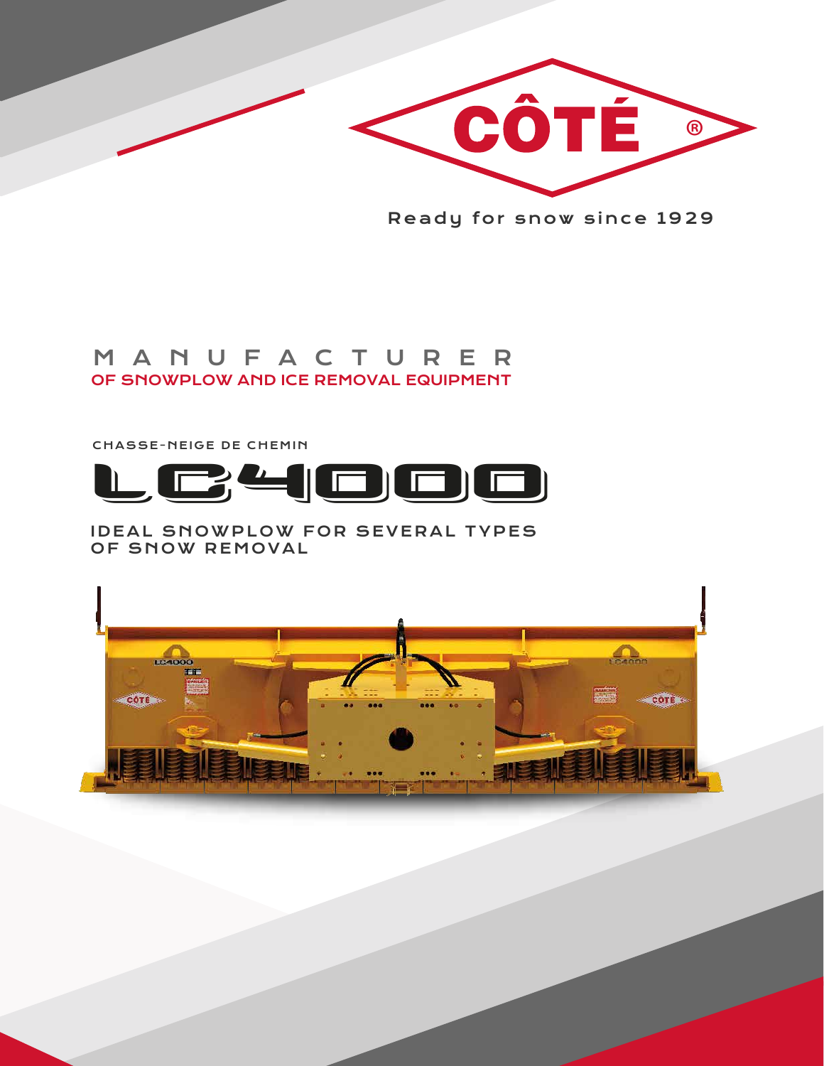CÔTÉ®

Ready for snow since 1929

# MANUFACTURER
## OF SNOWPLOW AND ICE REMOVAL EQUIPMENT

CHASSE-NEIGE DE CHEMIN

# LC4000

IDEAL SNOWPLOW FOR SEVERAL TYPES OF SNOW REMOVAL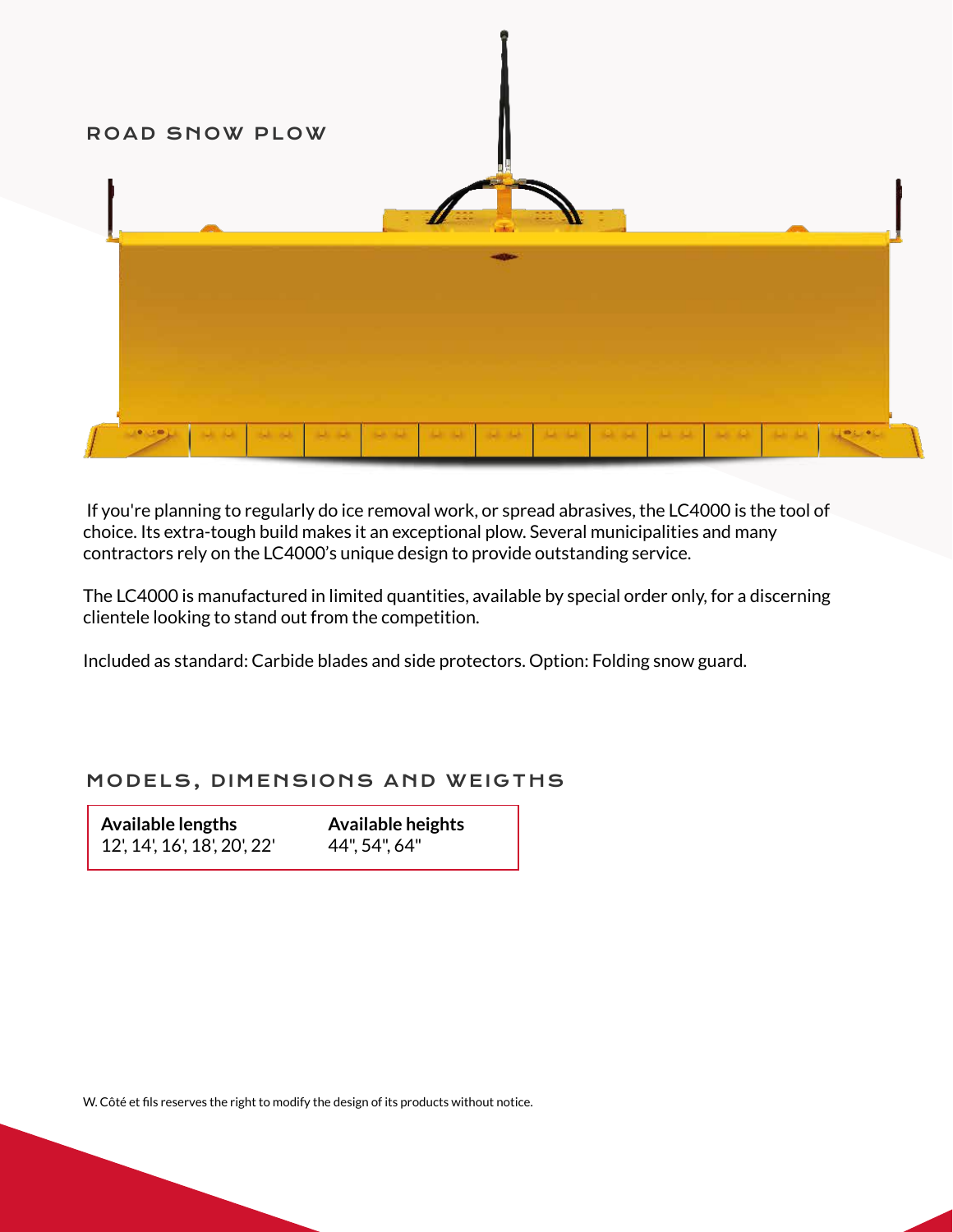## ROAD SNOW PLOW

If you're planning to regularly do ice removal work, or spread abrasives, the LC4000 is the tool of choice. Its extra-tough build makes it an exceptional plow. Several municipalities and many contractors rely on the LC4000's unique design to provide outstanding service.

The LC4000 is manufactured in limited quantities, available by special order only, for a discerning clientele looking to stand out from the competition.

Included as standard: Carbide blades and side protectors. Option: Folding snow guard.

## MODELS, DIMENSIONS AND WEIGTHS

| Available lengths | Available heights |
|---|---|
| 12', 14', 16', 18', 20', 22' | 44", 54", 64" |

W. Côté et fils reserves the right to modify the design of its products without notice.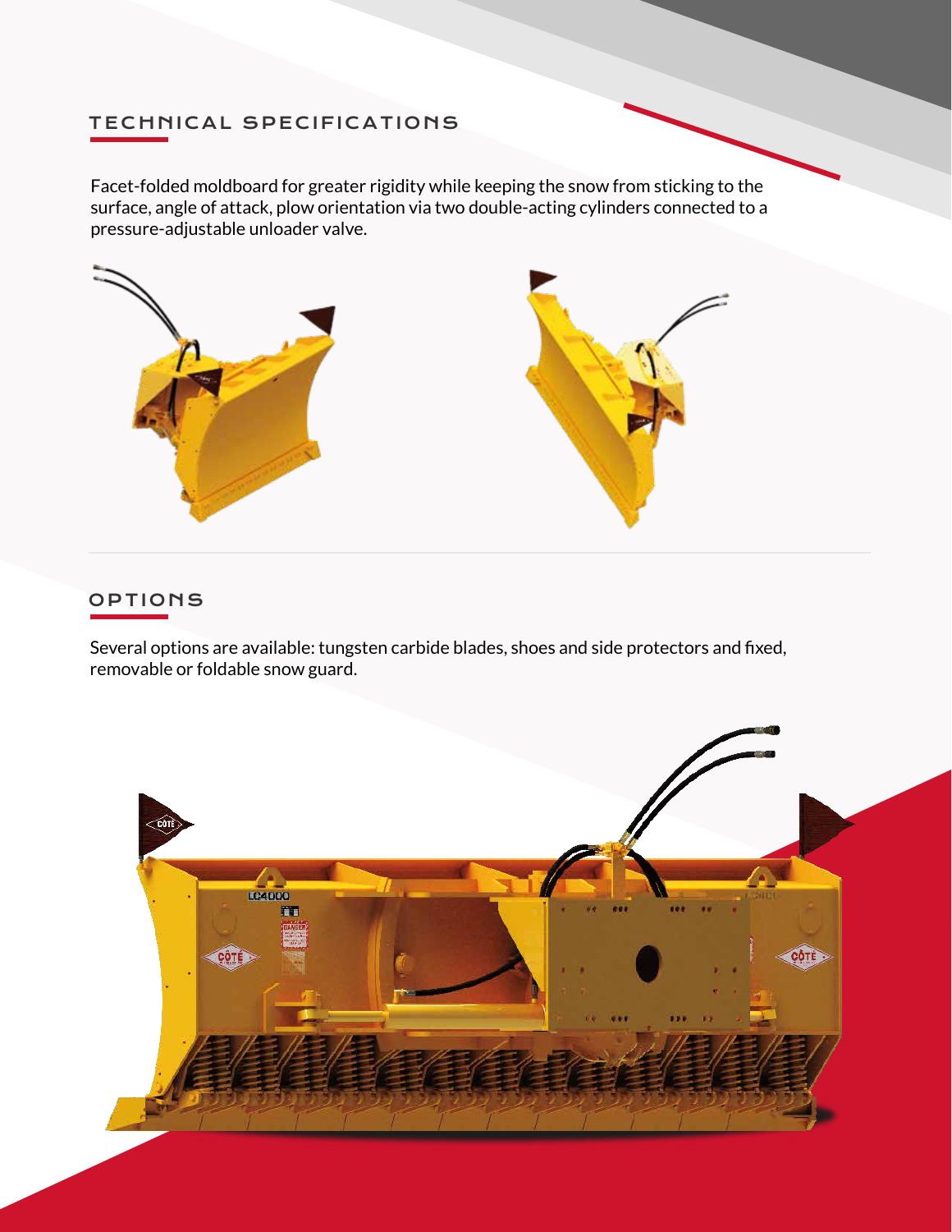## TECHNICAL SPECIFICATIONS

Facet-folded moldboard for greater rigidity while keeping the snow from sticking to the surface, angle of attack, plow orientation via two double-acting cylinders connected to a pressure-adjustable unloader valve.

## OPTIONS

Several options are available: tungsten carbide blades, shoes and side protectors and fixed, removable or foldable snow guard.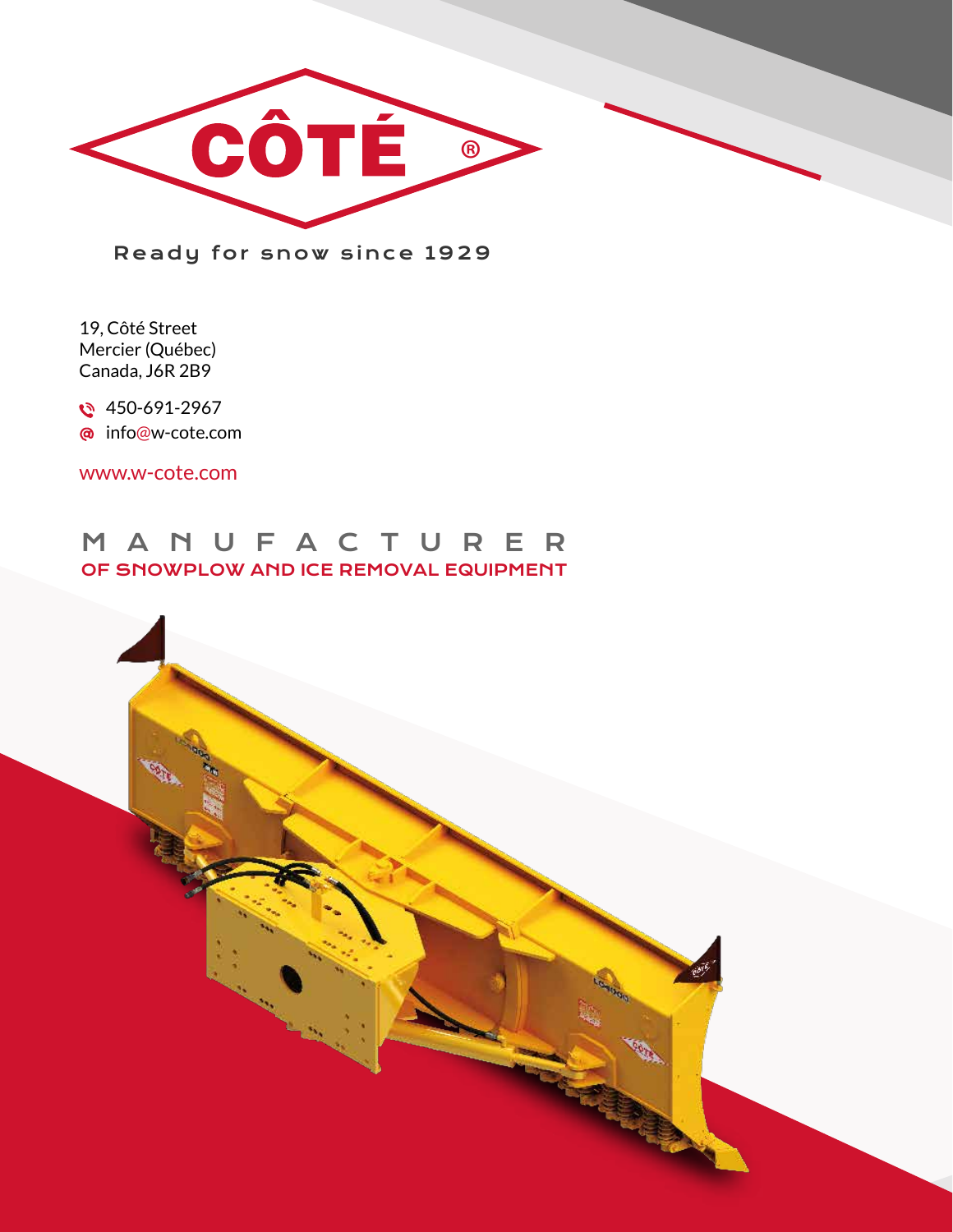# CÔTÉ®

Ready for snow since 1929

19, Côté Street
Mercier (Québec)
Canada, J6R 2B9

450-691-2967
info@w-cote.com

www.w-cote.com

## MANUFACTURER
### OF SNOWPLOW AND ICE REMOVAL EQUIPMENT